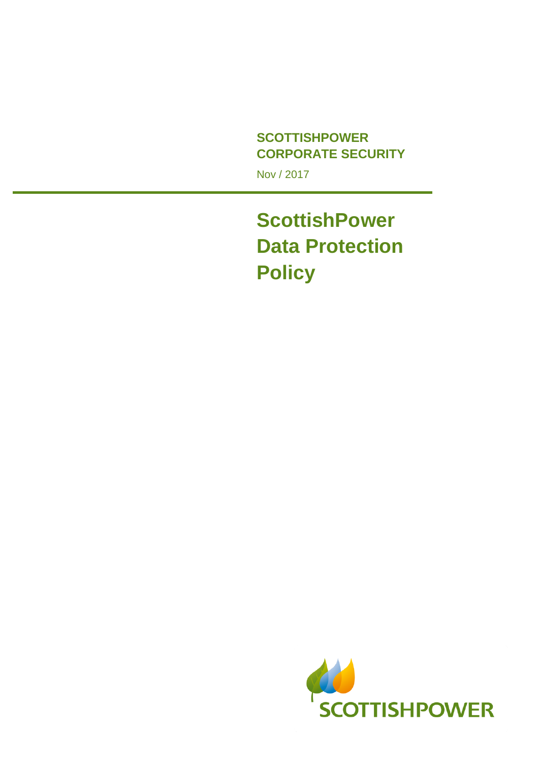**SCOTTISHPOWER**
**CORPORATE SECURITY**

Nov / 2017

# ScottishPower Data Protection Policy

SCOTTISHPOWER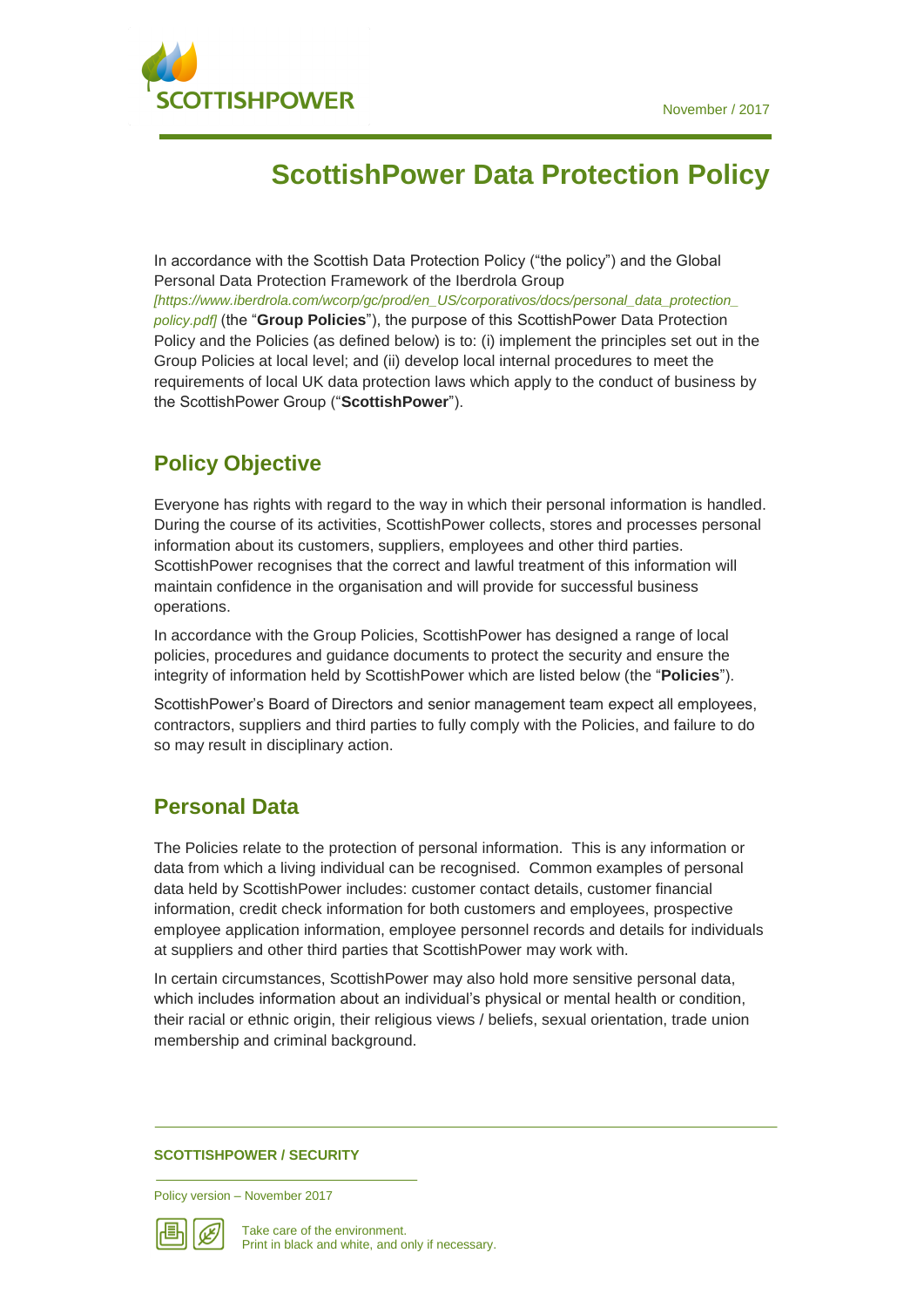# ScottishPower Data Protection Policy

In accordance with the Scottish Data Protection Policy ("the policy") and the Global Personal Data Protection Framework of the Iberdrola Group *[https://www.iberdrola.com/wcorp/gc/prod/en_US/corporativos/docs/personal_data_protection_policy.pdf]* (the "**Group Policies**"), the purpose of this ScottishPower Data Protection Policy and the Policies (as defined below) is to: (i) implement the principles set out in the Group Policies at local level; and (ii) develop local internal procedures to meet the requirements of local UK data protection laws which apply to the conduct of business by the ScottishPower Group ("**ScottishPower**").

## Policy Objective

Everyone has rights with regard to the way in which their personal information is handled. During the course of its activities, ScottishPower collects, stores and processes personal information about its customers, suppliers, employees and other third parties. ScottishPower recognises that the correct and lawful treatment of this information will maintain confidence in the organisation and will provide for successful business operations.

In accordance with the Group Policies, ScottishPower has designed a range of local policies, procedures and guidance documents to protect the security and ensure the integrity of information held by ScottishPower which are listed below (the "**Policies**").

ScottishPower's Board of Directors and senior management team expect all employees, contractors, suppliers and third parties to fully comply with the Policies, and failure to do so may result in disciplinary action.

## Personal Data

The Policies relate to the protection of personal information. This is any information or data from which a living individual can be recognised. Common examples of personal data held by ScottishPower includes: customer contact details, customer financial information, credit check information for both customers and employees, prospective employee application information, employee personnel records and details for individuals at suppliers and other third parties that ScottishPower may work with.

In certain circumstances, ScottishPower may also hold more sensitive personal data, which includes information about an individual's physical or mental health or condition, their racial or ethnic origin, their religious views / beliefs, sexual orientation, trade union membership and criminal background.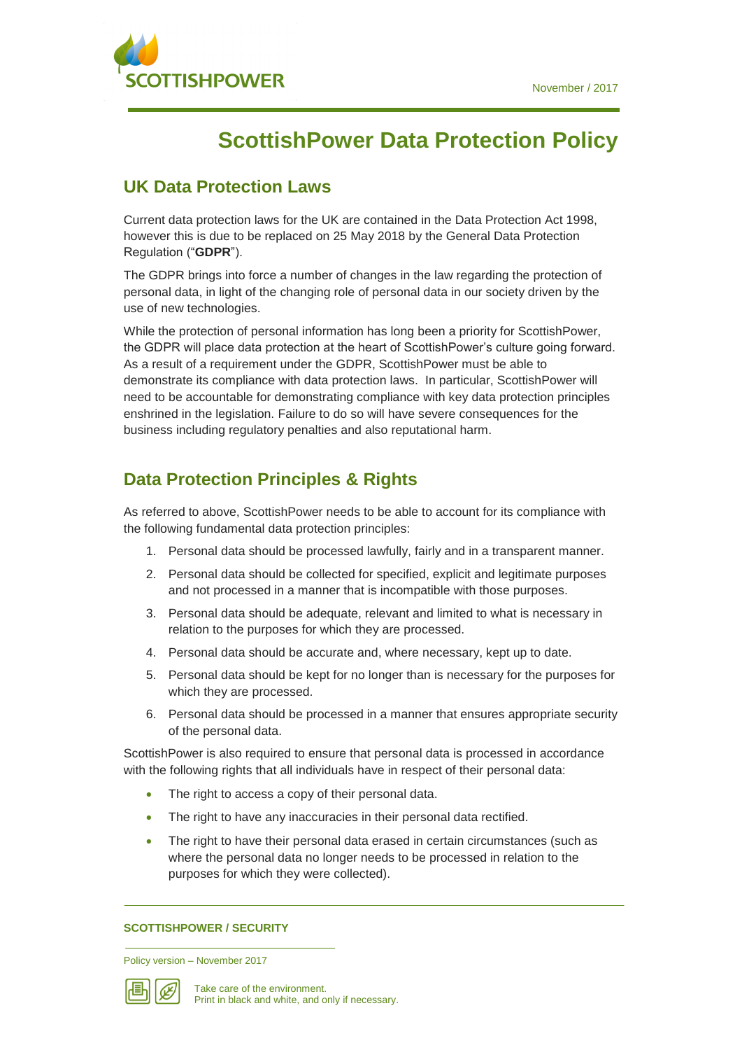# ScottishPower Data Protection Policy

## UK Data Protection Laws

Current data protection laws for the UK are contained in the Data Protection Act 1998, however this is due to be replaced on 25 May 2018 by the General Data Protection Regulation ("**GDPR**").

The GDPR brings into force a number of changes in the law regarding the protection of personal data, in light of the changing role of personal data in our society driven by the use of new technologies.

While the protection of personal information has long been a priority for ScottishPower, the GDPR will place data protection at the heart of ScottishPower's culture going forward. As a result of a requirement under the GDPR, ScottishPower must be able to demonstrate its compliance with data protection laws. In particular, ScottishPower will need to be accountable for demonstrating compliance with key data protection principles enshrined in the legislation. Failure to do so will have severe consequences for the business including regulatory penalties and also reputational harm.

## Data Protection Principles & Rights

As referred to above, ScottishPower needs to be able to account for its compliance with the following fundamental data protection principles:

1. Personal data should be processed lawfully, fairly and in a transparent manner.
2. Personal data should be collected for specified, explicit and legitimate purposes and not processed in a manner that is incompatible with those purposes.
3. Personal data should be adequate, relevant and limited to what is necessary in relation to the purposes for which they are processed.
4. Personal data should be accurate and, where necessary, kept up to date.
5. Personal data should be kept for no longer than is necessary for the purposes for which they are processed.
6. Personal data should be processed in a manner that ensures appropriate security of the personal data.

ScottishPower is also required to ensure that personal data is processed in accordance with the following rights that all individuals have in respect of their personal data:

- The right to access a copy of their personal data.
- The right to have any inaccuracies in their personal data rectified.
- The right to have their personal data erased in certain circumstances (such as where the personal data no longer needs to be processed in relation to the purposes for which they were collected).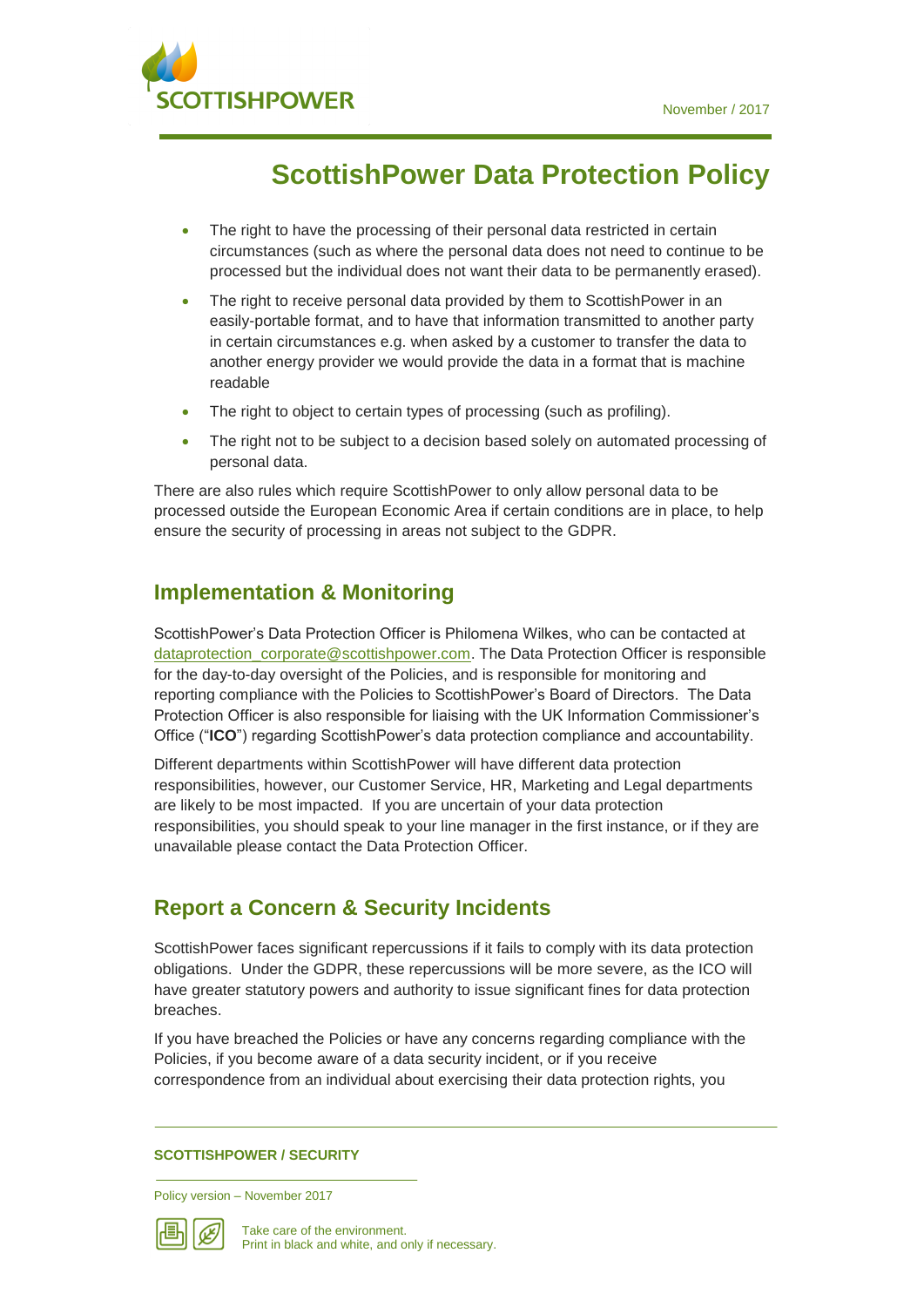- The right to have the processing of their personal data restricted in certain circumstances (such as where the personal data does not need to continue to be processed but the individual does not want their data to be permanently erased).
- The right to receive personal data provided by them to ScottishPower in an easily-portable format, and to have that information transmitted to another party in certain circumstances e.g. when asked by a customer to transfer the data to another energy provider we would provide the data in a format that is machine readable
- The right to object to certain types of processing (such as profiling).
- The right not to be subject to a decision based solely on automated processing of personal data.

There are also rules which require ScottishPower to only allow personal data to be processed outside the European Economic Area if certain conditions are in place, to help ensure the security of processing in areas not subject to the GDPR.

## Implementation & Monitoring

ScottishPower's Data Protection Officer is Philomena Wilkes, who can be contacted at dataprotection_corporate@scottishpower.com. The Data Protection Officer is responsible for the day-to-day oversight of the Policies, and is responsible for monitoring and reporting compliance with the Policies to ScottishPower's Board of Directors. The Data Protection Officer is also responsible for liaising with the UK Information Commissioner's Office ("**ICO**") regarding ScottishPower's data protection compliance and accountability.

Different departments within ScottishPower will have different data protection responsibilities, however, our Customer Service, HR, Marketing and Legal departments are likely to be most impacted. If you are uncertain of your data protection responsibilities, you should speak to your line manager in the first instance, or if they are unavailable please contact the Data Protection Officer.

## Report a Concern & Security Incidents

ScottishPower faces significant repercussions if it fails to comply with its data protection obligations. Under the GDPR, these repercussions will be more severe, as the ICO will have greater statutory powers and authority to issue significant fines for data protection breaches.

If you have breached the Policies or have any concerns regarding compliance with the Policies, if you become aware of a data security incident, or if you receive correspondence from an individual about exercising their data protection rights, you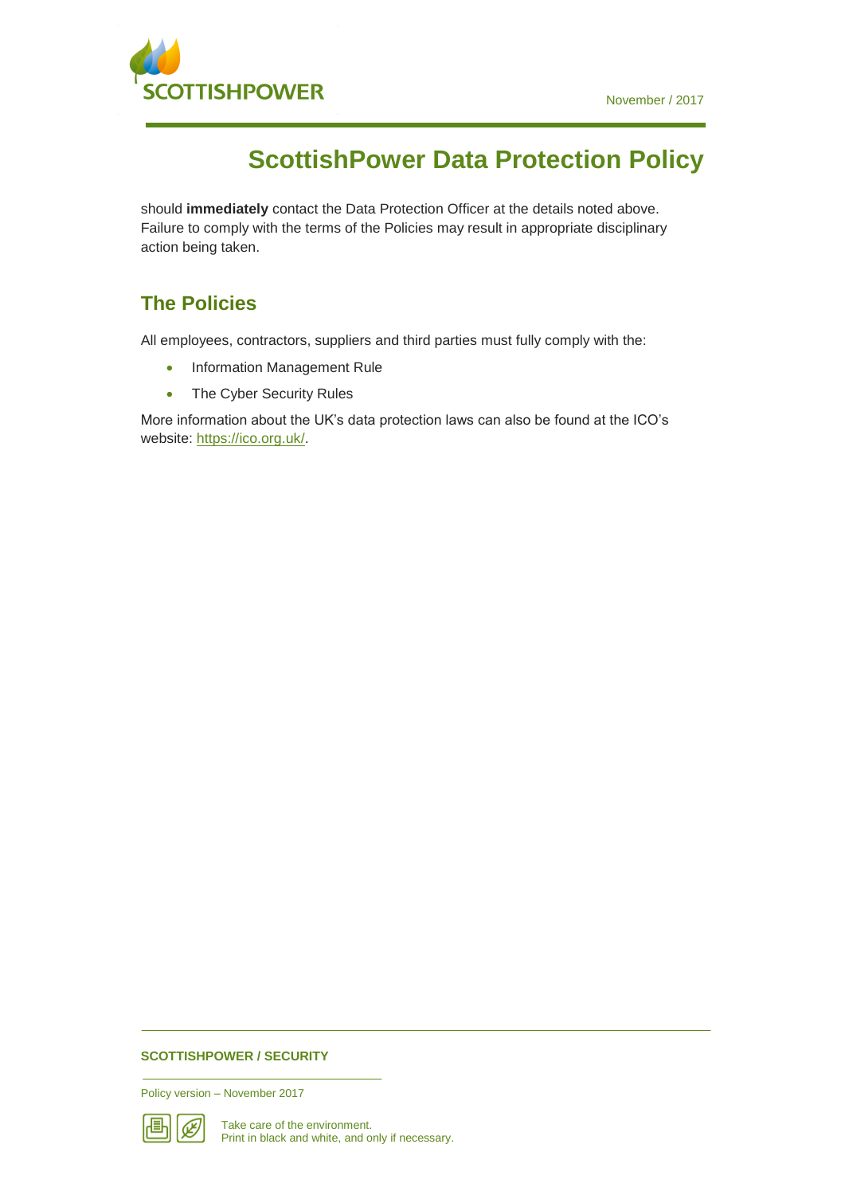should **immediately** contact the Data Protection Officer at the details noted above. Failure to comply with the terms of the Policies may result in appropriate disciplinary action being taken.

## The Policies

All employees, contractors, suppliers and third parties must fully comply with the:

- Information Management Rule
- The Cyber Security Rules

More information about the UK's data protection laws can also be found at the ICO's website: https://ico.org.uk/.